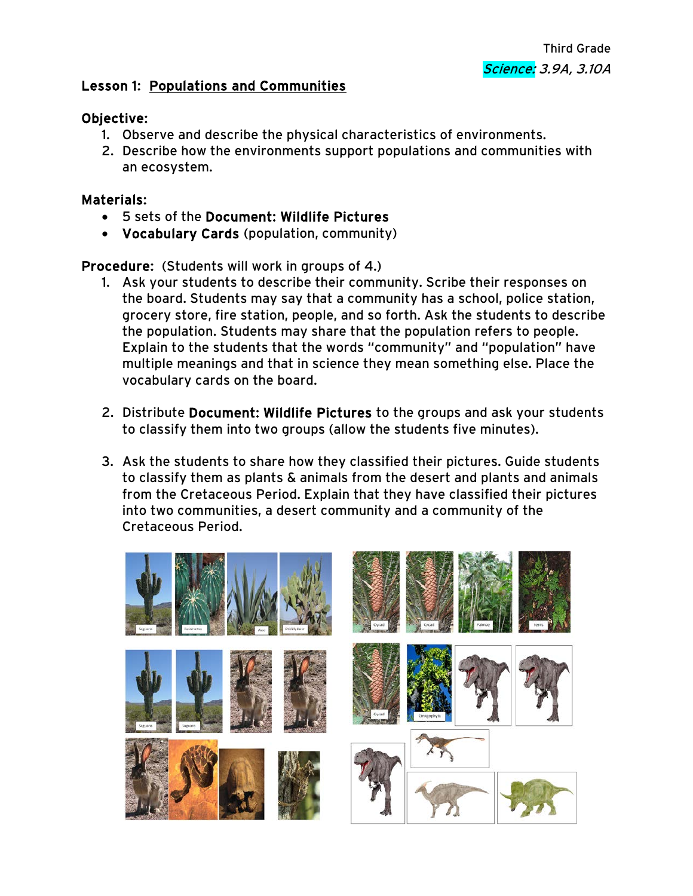Third Grade

*Science: 3.9A, 3.10A*

## Lesson 1: Populations and Communities

**Objective:**

1. Observe and describe the physical characteristics of environments.
2. Describe how the environments support populations and communities with an ecosystem.

**Materials:**

- 5 sets of the **Document: Wildlife Pictures**
- **Vocabulary Cards** (population, community)

**Procedure:** (Students will work in groups of 4.)

1. Ask your students to describe their community. Scribe their responses on the board. Students may say that a community has a school, police station, grocery store, fire station, people, and so forth. Ask the students to describe the population. Students may share that the population refers to people. Explain to the students that the words "community" and "population" have multiple meanings and that in science they mean something else. Place the vocabulary cards on the board.

2. Distribute **Document: Wildlife Pictures** to the groups and ask your students to classify them into two groups (allow the students five minutes).

3. Ask the students to share how they classified their pictures. Guide students to classify them as plants & animals from the desert and plants and animals from the Cretaceous Period. Explain that they have classified their pictures into two communities, a desert community and a community of the Cretaceous Period.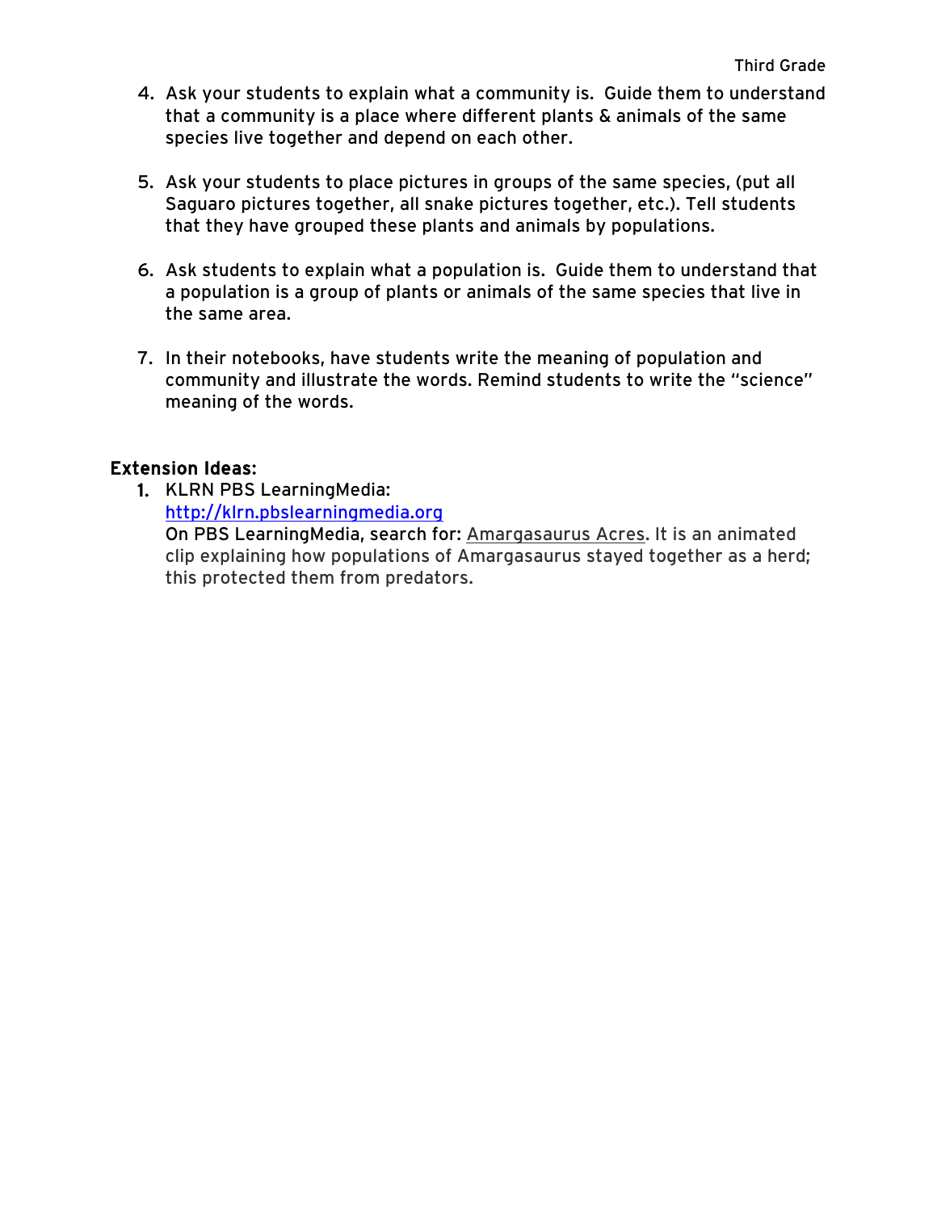4. Ask your students to explain what a community is. Guide them to understand that a community is a place where different plants & animals of the same species live together and depend on each other.

5. Ask your students to place pictures in groups of the same species, (put all Saguaro pictures together, all snake pictures together, etc.). Tell students that they have grouped these plants and animals by populations.

6. Ask students to explain what a population is. Guide them to understand that a population is a group of plants or animals of the same species that live in the same area.

7. In their notebooks, have students write the meaning of population and community and illustrate the words. Remind students to write the "science" meaning of the words.

**Extension Ideas:**

1. KLRN PBS LearningMedia:
   http://klrn.pbslearningmedia.org
   On PBS LearningMedia, search for: Amargasaurus Acres. It is an animated clip explaining how populations of Amargasaurus stayed together as a herd; this protected them from predators.